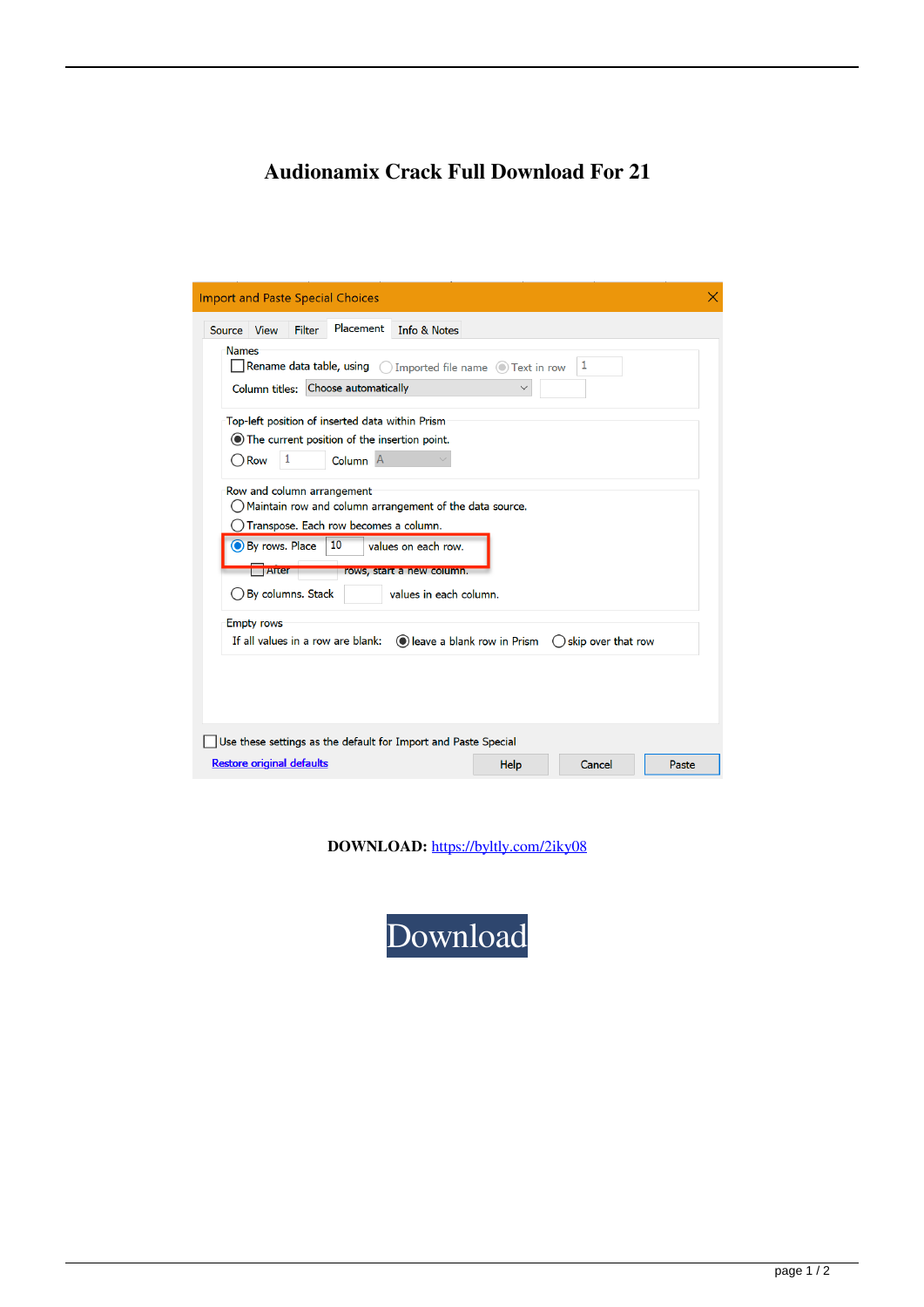# Audionamix Crack Full Download For 21

**DOWNLOAD:** https://byltly.com/2iky08

Download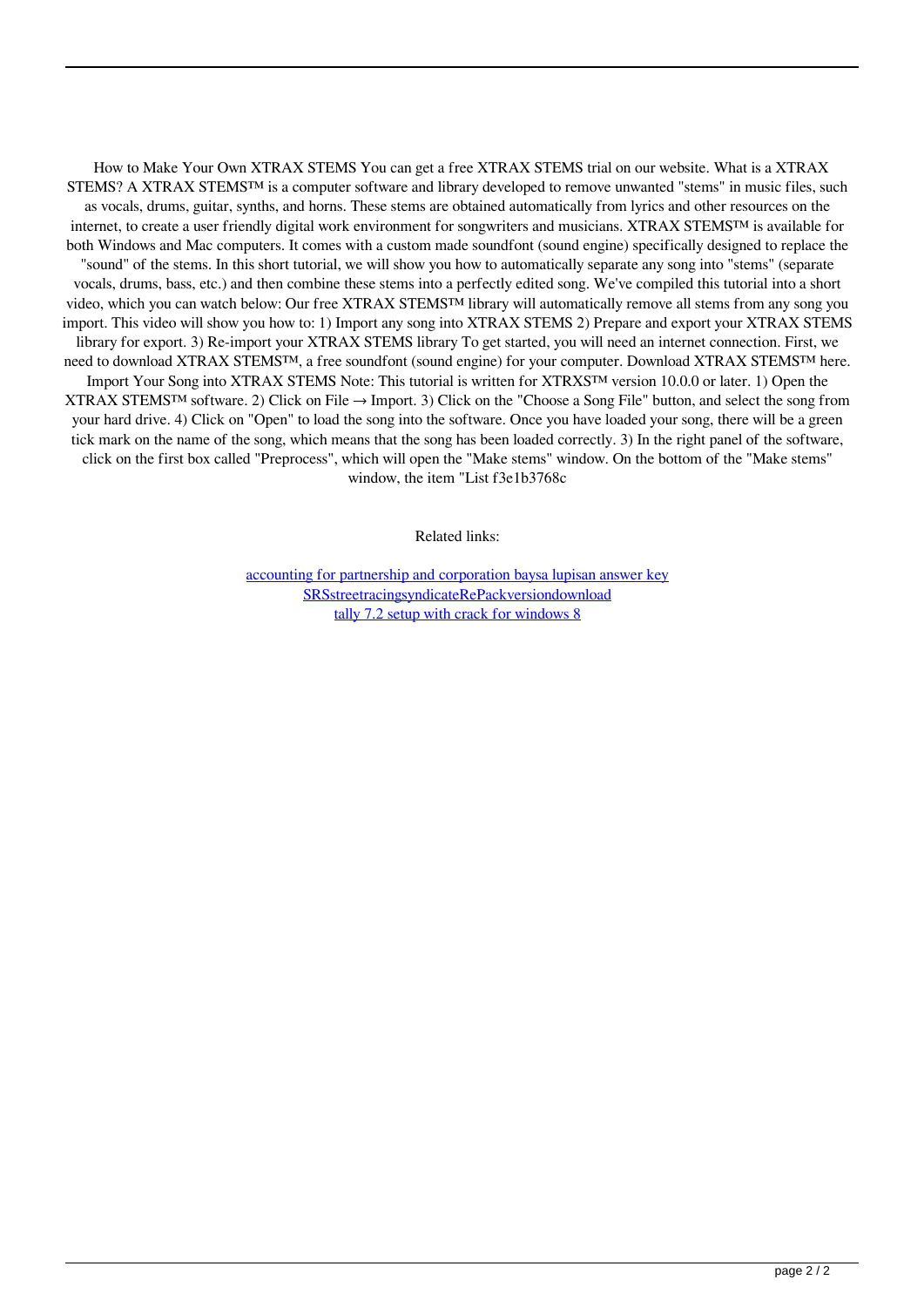How to Make Your Own XTRAX STEMS You can get a free XTRAX STEMS trial on our website. What is a XTRAX STEMS? A XTRAX STEMS™ is a computer software and library developed to remove unwanted "stems" in music files, such as vocals, drums, guitar, synths, and horns. These stems are obtained automatically from lyrics and other resources on the internet, to create a user friendly digital work environment for songwriters and musicians. XTRAX STEMS™ is available for both Windows and Mac computers. It comes with a custom made soundfont (sound engine) specifically designed to replace the "sound" of the stems. In this short tutorial, we will show you how to automatically separate any song into "stems" (separate vocals, drums, bass, etc.) and then combine these stems into a perfectly edited song. We've compiled this tutorial into a short video, which you can watch below: Our free XTRAX STEMS™ library will automatically remove all stems from any song you import. This video will show you how to: 1) Import any song into XTRAX STEMS 2) Prepare and export your XTRAX STEMS library for export. 3) Re-import your XTRAX STEMS library To get started, you will need an internet connection. First, we need to download XTRAX STEMS™, a free soundfont (sound engine) for your computer. Download XTRAX STEMS™ here. Import Your Song into XTRAX STEMS Note: This tutorial is written for XTRXS™ version 10.0.0 or later. 1) Open the XTRAX STEMS™ software. 2) Click on File → Import. 3) Click on the "Choose a Song File" button, and select the song from your hard drive. 4) Click on "Open" to load the song into the software. Once you have loaded your song, there will be a green tick mark on the name of the song, which means that the song has been loaded correctly. 3) In the right panel of the software, click on the first box called "Preprocess", which will open the "Make stems" window. On the bottom of the "Make stems" window, the item "List f3e1b3768c

Related links:

accounting for partnership and corporation baysa lupisan answer key
SRSstreetracingsyndicateRePackversiondownload
tally 7.2 setup with crack for windows 8